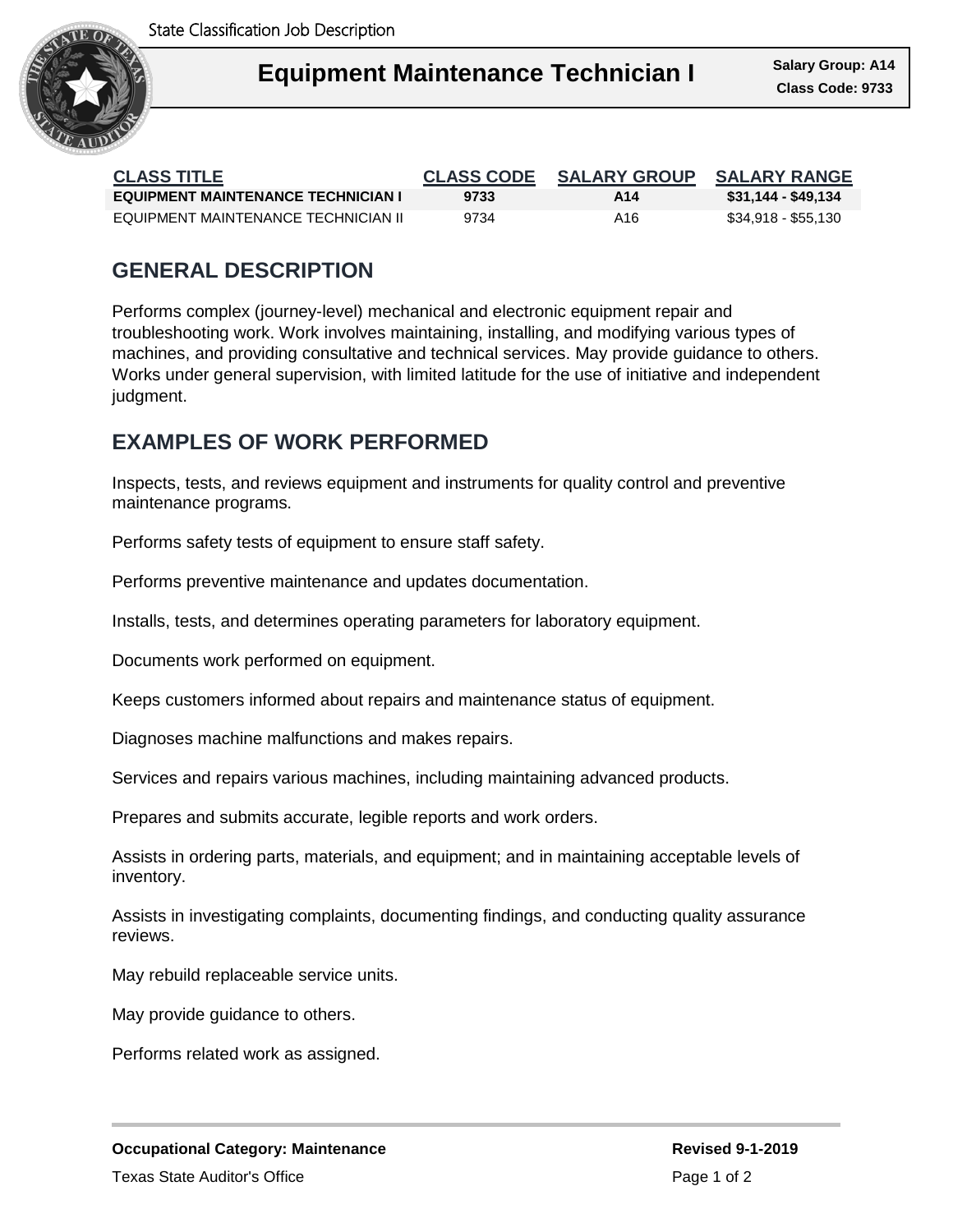State Classification Job Description

# Equipment Maintenance Technician I

**Salary Group: A14**
**Class Code: 9733**

| CLASS TITLE | CLASS CODE | SALARY GROUP | SALARY RANGE |
|---|---|---|---|
| **EQUIPMENT MAINTENANCE TECHNICIAN I** | **9733** | **A14** | **$31,144 - $49,134** |
| EQUIPMENT MAINTENANCE TECHNICIAN II | 9734 | A16 | $34,918 - $55,130 |

## GENERAL DESCRIPTION

Performs complex (journey-level) mechanical and electronic equipment repair and troubleshooting work. Work involves maintaining, installing, and modifying various types of machines, and providing consultative and technical services. May provide guidance to others. Works under general supervision, with limited latitude for the use of initiative and independent judgment.

## EXAMPLES OF WORK PERFORMED

Inspects, tests, and reviews equipment and instruments for quality control and preventive maintenance programs.

Performs safety tests of equipment to ensure staff safety.

Performs preventive maintenance and updates documentation.

Installs, tests, and determines operating parameters for laboratory equipment.

Documents work performed on equipment.

Keeps customers informed about repairs and maintenance status of equipment.

Diagnoses machine malfunctions and makes repairs.

Services and repairs various machines, including maintaining advanced products.

Prepares and submits accurate, legible reports and work orders.

Assists in ordering parts, materials, and equipment; and in maintaining acceptable levels of inventory.

Assists in investigating complaints, documenting findings, and conducting quality assurance reviews.

May rebuild replaceable service units.

May provide guidance to others.

Performs related work as assigned.

**Occupational Category: Maintenance** | **Revised 9-1-2019**

Texas State Auditor's Office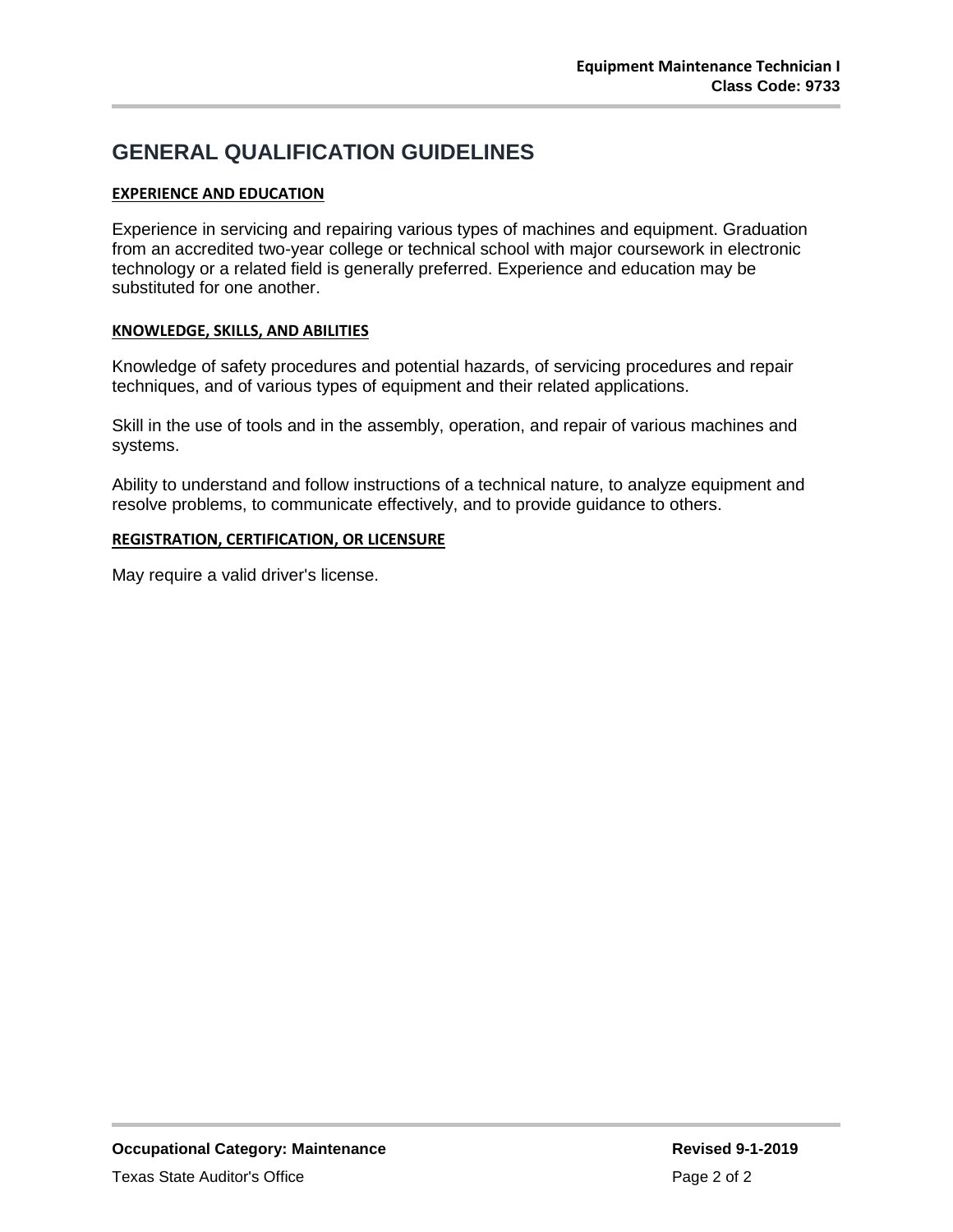## GENERAL QUALIFICATION GUIDELINES

### EXPERIENCE AND EDUCATION

Experience in servicing and repairing various types of machines and equipment. Graduation from an accredited two-year college or technical school with major coursework in electronic technology or a related field is generally preferred. Experience and education may be substituted for one another.

### KNOWLEDGE, SKILLS, AND ABILITIES

Knowledge of safety procedures and potential hazards, of servicing procedures and repair techniques, and of various types of equipment and their related applications.

Skill in the use of tools and in the assembly, operation, and repair of various machines and systems.

Ability to understand and follow instructions of a technical nature, to analyze equipment and resolve problems, to communicate effectively, and to provide guidance to others.

### REGISTRATION, CERTIFICATION, OR LICENSURE

May require a valid driver's license.